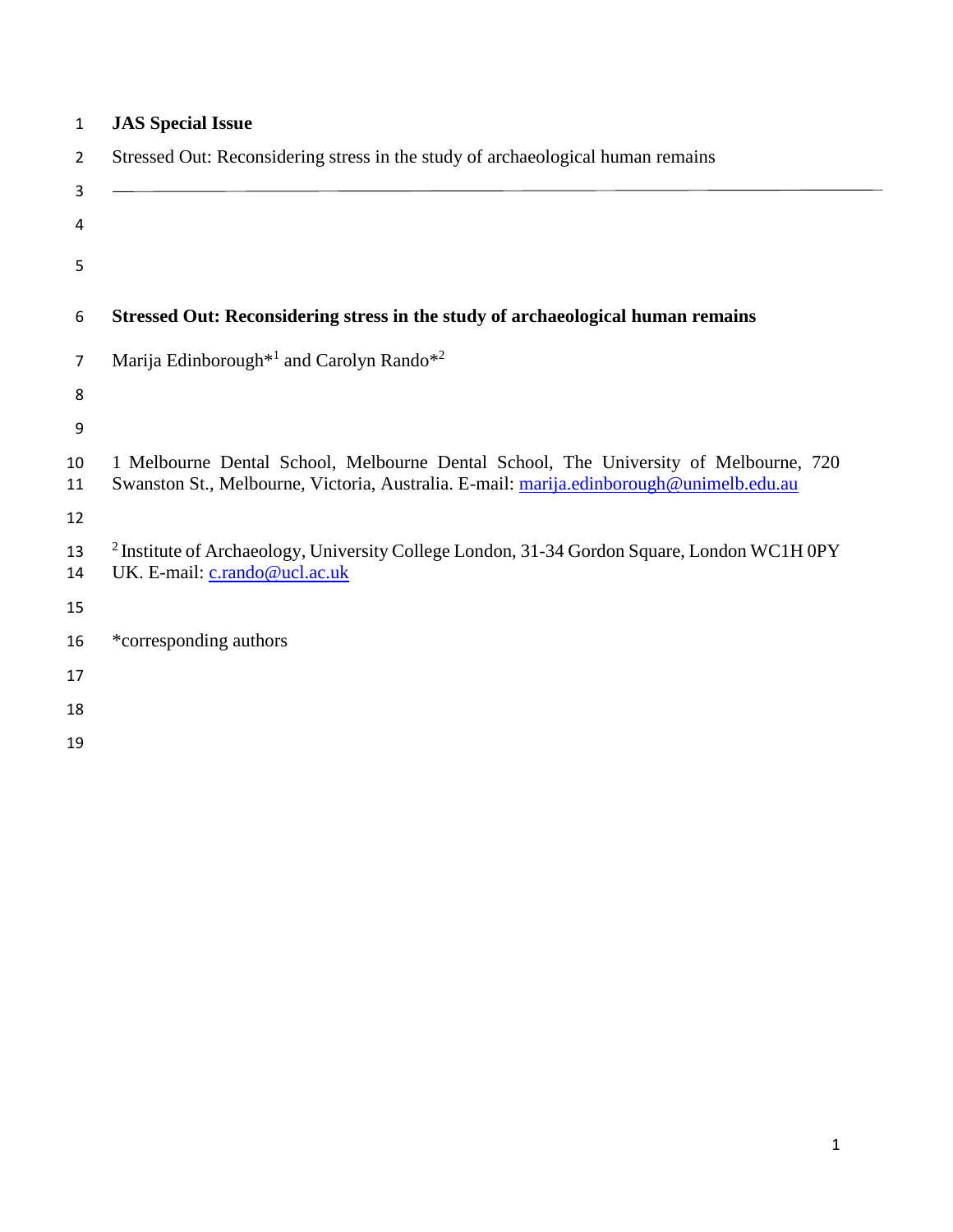**JAS Special Issue**

Stressed Out: Reconsidering stress in the study of archaeological human remains

---

# Stressed Out: Reconsidering stress in the study of archaeological human remains

Marija Edinborough*[1] and Carolyn Rando*[2]

1 Melbourne Dental School, Melbourne Dental School, The University of Melbourne, 720 Swanston St., Melbourne, Victoria, Australia. E-mail: marija.edinborough@unimelb.edu.au

[2] Institute of Archaeology, University College London, 31-34 Gordon Square, London WC1H 0PY UK. E-mail: c.rando@ucl.ac.uk

*corresponding authors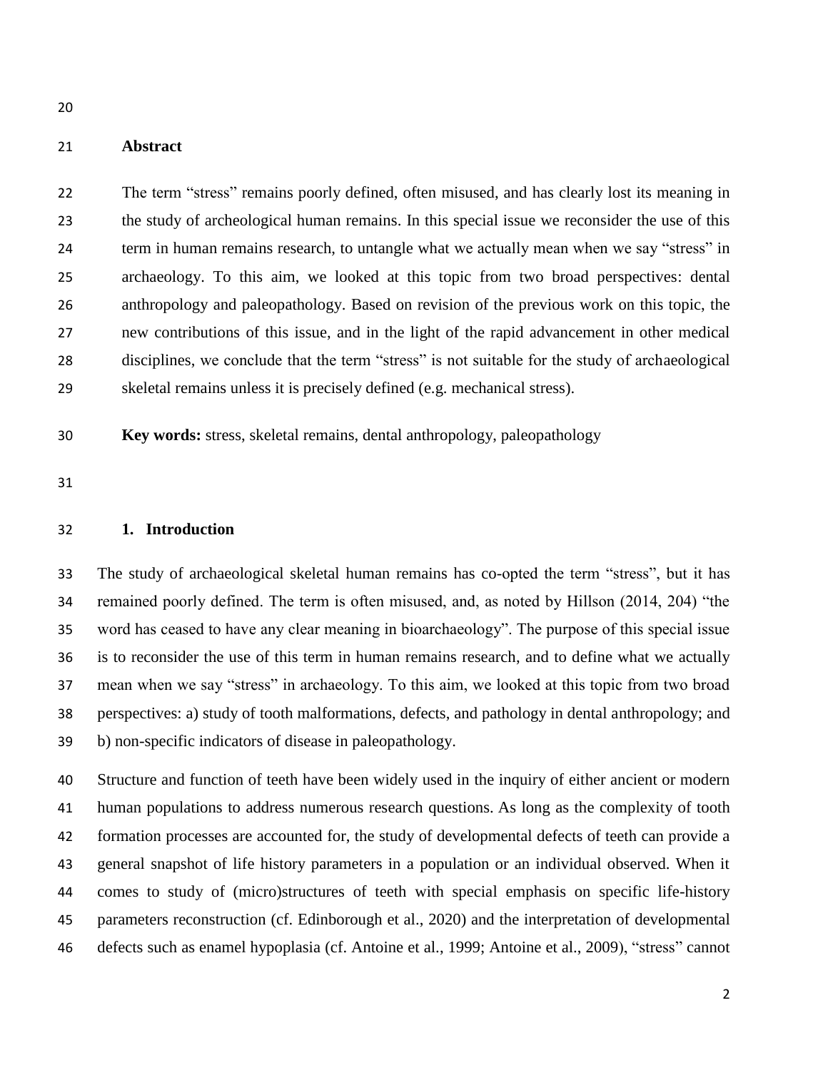## Abstract

The term "stress" remains poorly defined, often misused, and has clearly lost its meaning in the study of archeological human remains. In this special issue we reconsider the use of this term in human remains research, to untangle what we actually mean when we say "stress" in archaeology. To this aim, we looked at this topic from two broad perspectives: dental anthropology and paleopathology. Based on revision of the previous work on this topic, the new contributions of this issue, and in the light of the rapid advancement in other medical disciplines, we conclude that the term "stress" is not suitable for the study of archaeological skeletal remains unless it is precisely defined (e.g. mechanical stress).

**Key words:** stress, skeletal remains, dental anthropology, paleopathology

## 1. Introduction

The study of archaeological skeletal human remains has co-opted the term "stress", but it has remained poorly defined. The term is often misused, and, as noted by Hillson (2014, 204) "the word has ceased to have any clear meaning in bioarchaeology". The purpose of this special issue is to reconsider the use of this term in human remains research, and to define what we actually mean when we say "stress" in archaeology. To this aim, we looked at this topic from two broad perspectives: a) study of tooth malformations, defects, and pathology in dental anthropology; and b) non-specific indicators of disease in paleopathology.

Structure and function of teeth have been widely used in the inquiry of either ancient or modern human populations to address numerous research questions. As long as the complexity of tooth formation processes are accounted for, the study of developmental defects of teeth can provide a general snapshot of life history parameters in a population or an individual observed. When it comes to study of (micro)structures of teeth with special emphasis on specific life-history parameters reconstruction (cf. Edinborough et al., 2020) and the interpretation of developmental defects such as enamel hypoplasia (cf. Antoine et al., 1999; Antoine et al., 2009), "stress" cannot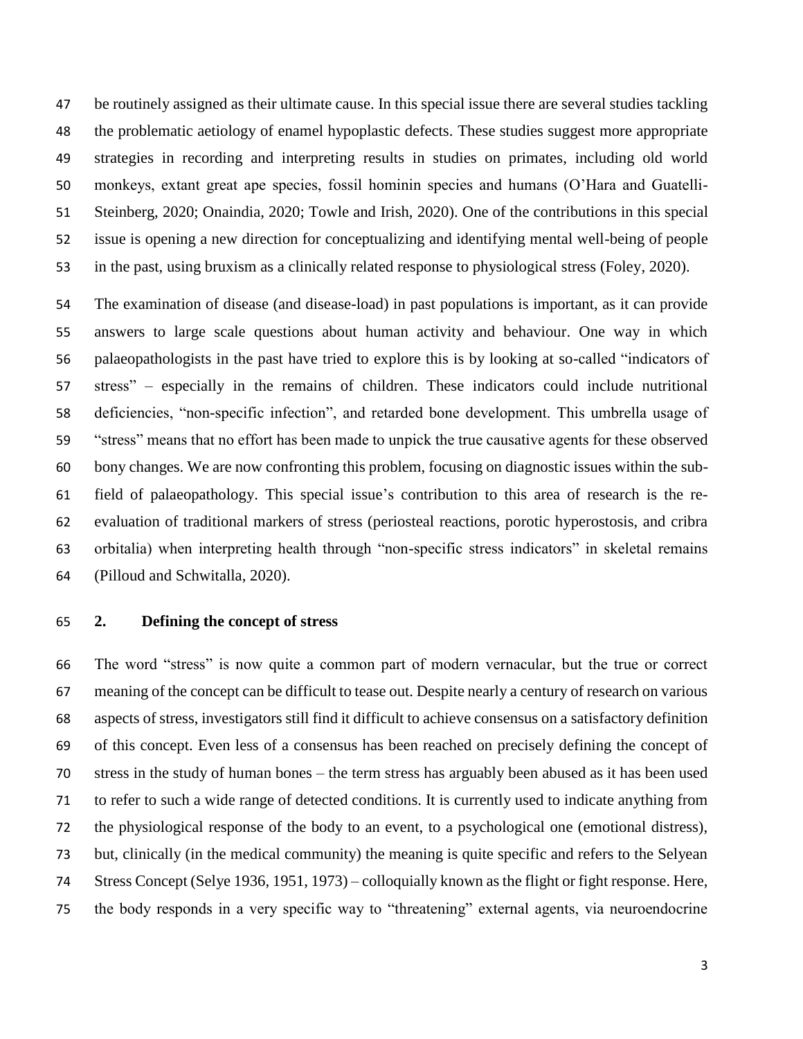be routinely assigned as their ultimate cause. In this special issue there are several studies tackling the problematic aetiology of enamel hypoplastic defects. These studies suggest more appropriate strategies in recording and interpreting results in studies on primates, including old world monkeys, extant great ape species, fossil hominin species and humans (O'Hara and Guatelli-Steinberg, 2020; Onaindia, 2020; Towle and Irish, 2020). One of the contributions in this special issue is opening a new direction for conceptualizing and identifying mental well-being of people in the past, using bruxism as a clinically related response to physiological stress (Foley, 2020).

The examination of disease (and disease-load) in past populations is important, as it can provide answers to large scale questions about human activity and behaviour. One way in which palaeopathologists in the past have tried to explore this is by looking at so-called "indicators of stress" – especially in the remains of children. These indicators could include nutritional deficiencies, "non-specific infection", and retarded bone development. This umbrella usage of "stress" means that no effort has been made to unpick the true causative agents for these observed bony changes. We are now confronting this problem, focusing on diagnostic issues within the sub-field of palaeopathology. This special issue's contribution to this area of research is the re-evaluation of traditional markers of stress (periosteal reactions, porotic hyperostosis, and cribra orbitalia) when interpreting health through "non-specific stress indicators" in skeletal remains (Pilloud and Schwitalla, 2020).

## 2. Defining the concept of stress

The word "stress" is now quite a common part of modern vernacular, but the true or correct meaning of the concept can be difficult to tease out. Despite nearly a century of research on various aspects of stress, investigators still find it difficult to achieve consensus on a satisfactory definition of this concept. Even less of a consensus has been reached on precisely defining the concept of stress in the study of human bones – the term stress has arguably been abused as it has been used to refer to such a wide range of detected conditions. It is currently used to indicate anything from the physiological response of the body to an event, to a psychological one (emotional distress), but, clinically (in the medical community) the meaning is quite specific and refers to the Selyean Stress Concept (Selye 1936, 1951, 1973) – colloquially known as the flight or fight response. Here, the body responds in a very specific way to "threatening" external agents, via neuroendocrine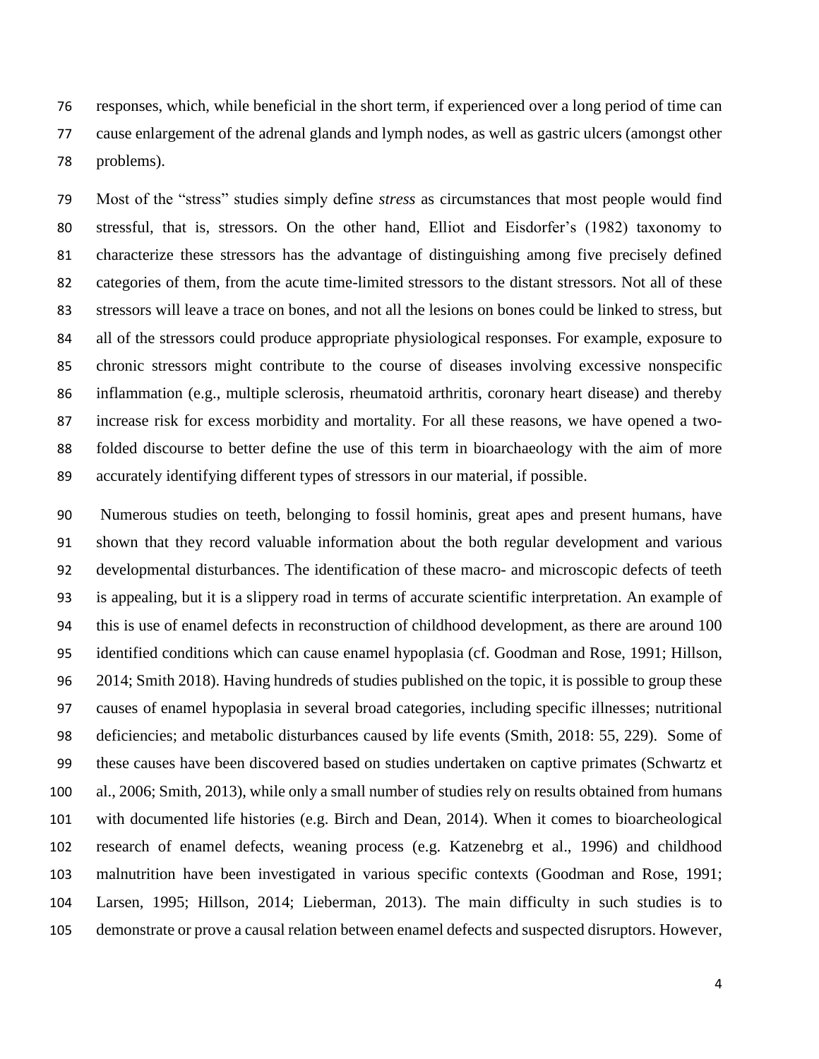responses, which, while beneficial in the short term, if experienced over a long period of time can cause enlargement of the adrenal glands and lymph nodes, as well as gastric ulcers (amongst other problems).

Most of the "stress" studies simply define *stress* as circumstances that most people would find stressful, that is, stressors. On the other hand, Elliot and Eisdorfer's (1982) taxonomy to characterize these stressors has the advantage of distinguishing among five precisely defined categories of them, from the acute time-limited stressors to the distant stressors. Not all of these stressors will leave a trace on bones, and not all the lesions on bones could be linked to stress, but all of the stressors could produce appropriate physiological responses. For example, exposure to chronic stressors might contribute to the course of diseases involving excessive nonspecific inflammation (e.g., multiple sclerosis, rheumatoid arthritis, coronary heart disease) and thereby increase risk for excess morbidity and mortality. For all these reasons, we have opened a two-folded discourse to better define the use of this term in bioarchaeology with the aim of more accurately identifying different types of stressors in our material, if possible.

Numerous studies on teeth, belonging to fossil hominis, great apes and present humans, have shown that they record valuable information about the both regular development and various developmental disturbances. The identification of these macro- and microscopic defects of teeth is appealing, but it is a slippery road in terms of accurate scientific interpretation. An example of this is use of enamel defects in reconstruction of childhood development, as there are around 100 identified conditions which can cause enamel hypoplasia (cf. Goodman and Rose, 1991; Hillson, 2014; Smith 2018). Having hundreds of studies published on the topic, it is possible to group these causes of enamel hypoplasia in several broad categories, including specific illnesses; nutritional deficiencies; and metabolic disturbances caused by life events (Smith, 2018: 55, 229). Some of these causes have been discovered based on studies undertaken on captive primates (Schwartz et al., 2006; Smith, 2013), while only a small number of studies rely on results obtained from humans with documented life histories (e.g. Birch and Dean, 2014). When it comes to bioarcheological research of enamel defects, weaning process (e.g. Katzenebrg et al., 1996) and childhood malnutrition have been investigated in various specific contexts (Goodman and Rose, 1991; Larsen, 1995; Hillson, 2014; Lieberman, 2013). The main difficulty in such studies is to demonstrate or prove a causal relation between enamel defects and suspected disruptors. However,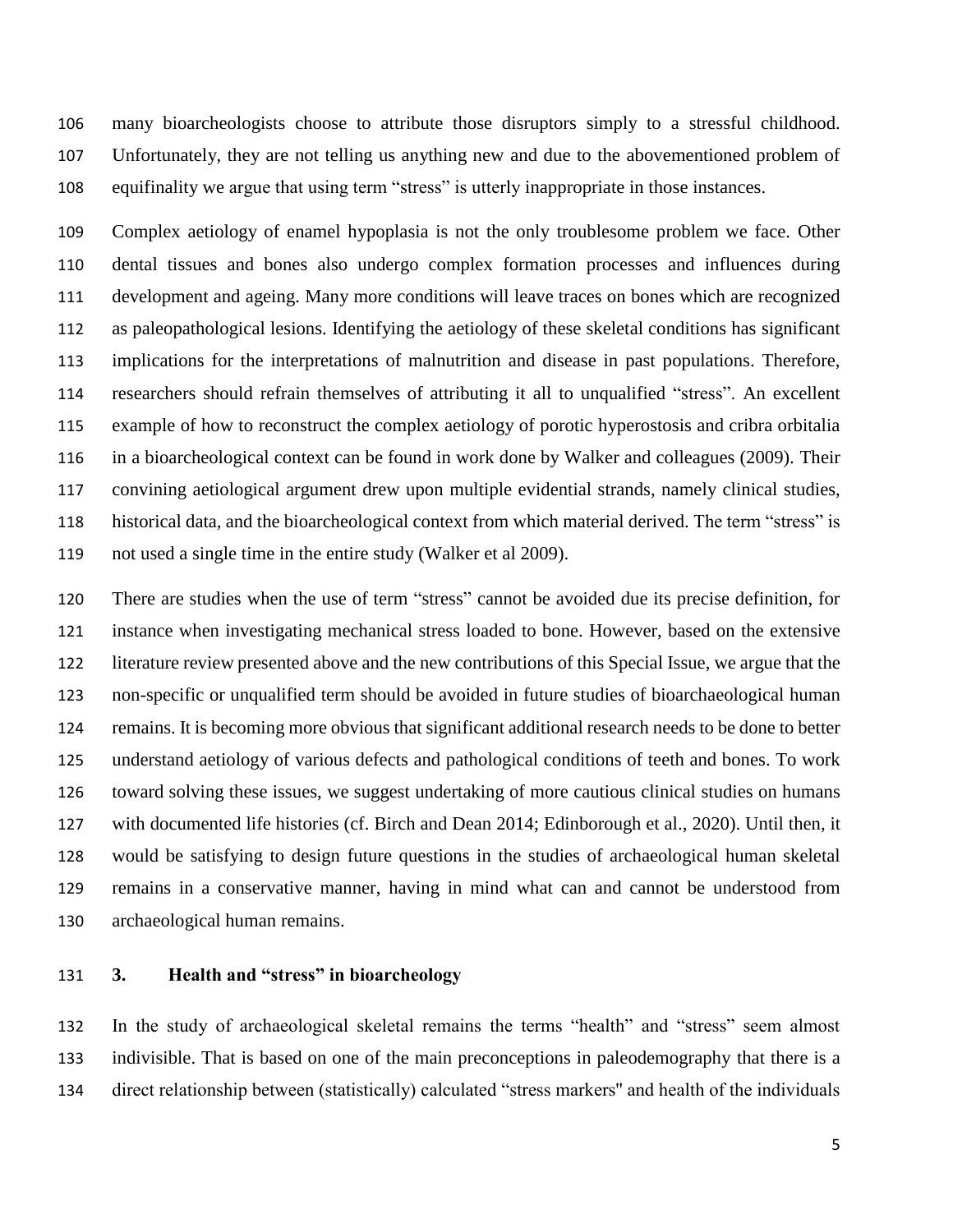many bioarcheologists choose to attribute those disruptors simply to a stressful childhood. Unfortunately, they are not telling us anything new and due to the abovementioned problem of equifinality we argue that using term "stress" is utterly inappropriate in those instances.

Complex aetiology of enamel hypoplasia is not the only troublesome problem we face. Other dental tissues and bones also undergo complex formation processes and influences during development and ageing. Many more conditions will leave traces on bones which are recognized as paleopathological lesions. Identifying the aetiology of these skeletal conditions has significant implications for the interpretations of malnutrition and disease in past populations. Therefore, researchers should refrain themselves of attributing it all to unqualified "stress". An excellent example of how to reconstruct the complex aetiology of porotic hyperostosis and cribra orbitalia in a bioarcheological context can be found in work done by Walker and colleagues (2009). Their convining aetiological argument drew upon multiple evidential strands, namely clinical studies, historical data, and the bioarcheological context from which material derived. The term "stress" is not used a single time in the entire study (Walker et al 2009).

There are studies when the use of term "stress" cannot be avoided due its precise definition, for instance when investigating mechanical stress loaded to bone. However, based on the extensive literature review presented above and the new contributions of this Special Issue, we argue that the non-specific or unqualified term should be avoided in future studies of bioarchaeological human remains. It is becoming more obvious that significant additional research needs to be done to better understand aetiology of various defects and pathological conditions of teeth and bones. To work toward solving these issues, we suggest undertaking of more cautious clinical studies on humans with documented life histories (cf. Birch and Dean 2014; Edinborough et al., 2020). Until then, it would be satisfying to design future questions in the studies of archaeological human skeletal remains in a conservative manner, having in mind what can and cannot be understood from archaeological human remains.

## 3. Health and "stress" in bioarcheology

In the study of archaeological skeletal remains the terms "health" and "stress" seem almost indivisible. That is based on one of the main preconceptions in paleodemography that there is a direct relationship between (statistically) calculated "stress markers" and health of the individuals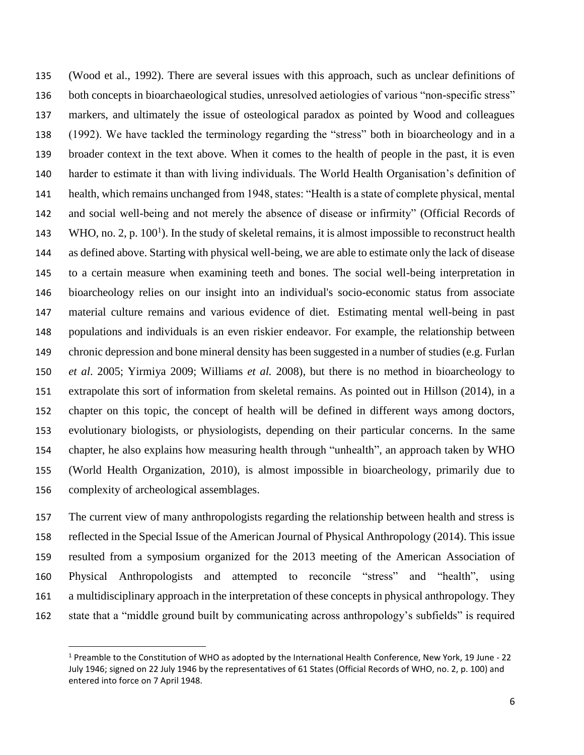(Wood et al., 1992). There are several issues with this approach, such as unclear definitions of both concepts in bioarchaeological studies, unresolved aetiologies of various "non-specific stress" markers, and ultimately the issue of osteological paradox as pointed by Wood and colleagues (1992). We have tackled the terminology regarding the "stress" both in bioarcheology and in a broader context in the text above. When it comes to the health of people in the past, it is even harder to estimate it than with living individuals. The World Health Organisation's definition of health, which remains unchanged from 1948, states: "Health is a state of complete physical, mental and social well-being and not merely the absence of disease or infirmity" (Official Records of WHO, no. 2, p. 100[1]). In the study of skeletal remains, it is almost impossible to reconstruct health as defined above. Starting with physical well-being, we are able to estimate only the lack of disease to a certain measure when examining teeth and bones. The social well-being interpretation in bioarcheology relies on our insight into an individual's socio-economic status from associate material culture remains and various evidence of diet. Estimating mental well-being in past populations and individuals is an even riskier endeavor. For example, the relationship between chronic depression and bone mineral density has been suggested in a number of studies (e.g. Furlan *et al*. 2005; Yirmiya 2009; Williams *et al.* 2008), but there is no method in bioarcheology to extrapolate this sort of information from skeletal remains. As pointed out in Hillson (2014), in a chapter on this topic, the concept of health will be defined in different ways among doctors, evolutionary biologists, or physiologists, depending on their particular concerns. In the same chapter, he also explains how measuring health through "unhealth", an approach taken by WHO (World Health Organization, 2010), is almost impossible in bioarcheology, primarily due to complexity of archeological assemblages.

The current view of many anthropologists regarding the relationship between health and stress is reflected in the Special Issue of the American Journal of Physical Anthropology (2014). This issue resulted from a symposium organized for the 2013 meeting of the American Association of Physical Anthropologists and attempted to reconcile "stress" and "health", using a multidisciplinary approach in the interpretation of these concepts in physical anthropology. They state that a "middle ground built by communicating across anthropology's subfields" is required

---

[1] Preamble to the Constitution of WHO as adopted by the International Health Conference, New York, 19 June - 22 July 1946; signed on 22 July 1946 by the representatives of 61 States (Official Records of WHO, no. 2, p. 100) and entered into force on 7 April 1948.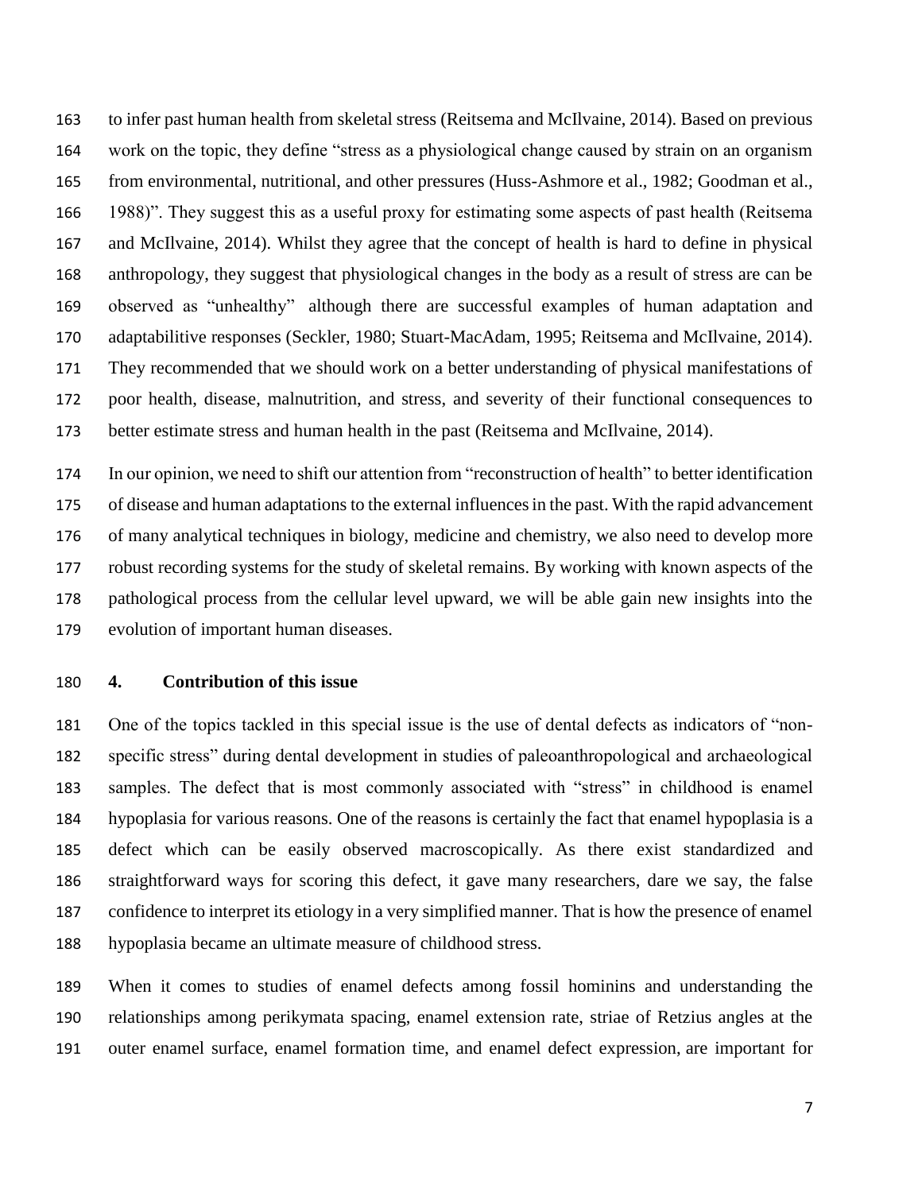to infer past human health from skeletal stress (Reitsema and McIlvaine, 2014). Based on previous work on the topic, they define "stress as a physiological change caused by strain on an organism from environmental, nutritional, and other pressures (Huss-Ashmore et al., 1982; Goodman et al., 1988)". They suggest this as a useful proxy for estimating some aspects of past health (Reitsema and McIlvaine, 2014). Whilst they agree that the concept of health is hard to define in physical anthropology, they suggest that physiological changes in the body as a result of stress are can be observed as "unhealthy" although there are successful examples of human adaptation and adaptabilitive responses (Seckler, 1980; Stuart-MacAdam, 1995; Reitsema and McIlvaine, 2014). They recommended that we should work on a better understanding of physical manifestations of poor health, disease, malnutrition, and stress, and severity of their functional consequences to better estimate stress and human health in the past (Reitsema and McIlvaine, 2014).

In our opinion, we need to shift our attention from "reconstruction of health" to better identification of disease and human adaptations to the external influences in the past. With the rapid advancement of many analytical techniques in biology, medicine and chemistry, we also need to develop more robust recording systems for the study of skeletal remains. By working with known aspects of the pathological process from the cellular level upward, we will be able gain new insights into the evolution of important human diseases.

## 4. Contribution of this issue

One of the topics tackled in this special issue is the use of dental defects as indicators of "non-specific stress" during dental development in studies of paleoanthropological and archaeological samples. The defect that is most commonly associated with "stress" in childhood is enamel hypoplasia for various reasons. One of the reasons is certainly the fact that enamel hypoplasia is a defect which can be easily observed macroscopically. As there exist standardized and straightforward ways for scoring this defect, it gave many researchers, dare we say, the false confidence to interpret its etiology in a very simplified manner. That is how the presence of enamel hypoplasia became an ultimate measure of childhood stress.

When it comes to studies of enamel defects among fossil hominins and understanding the relationships among perikymata spacing, enamel extension rate, striae of Retzius angles at the outer enamel surface, enamel formation time, and enamel defect expression, are important for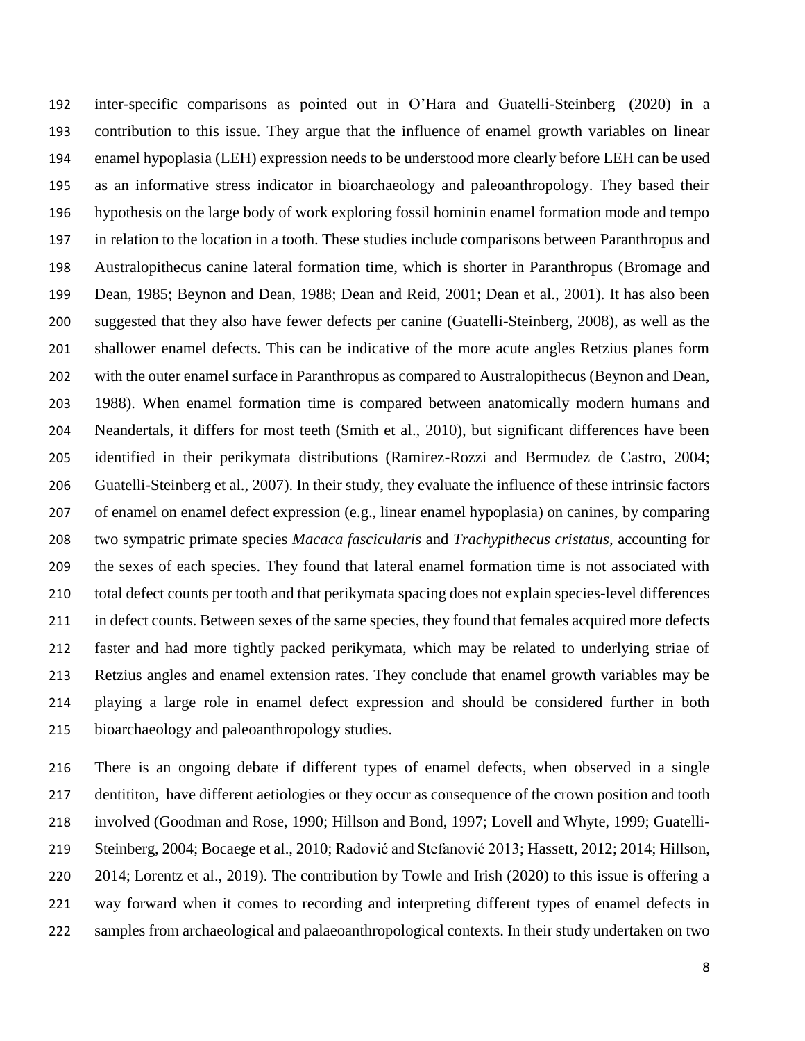inter-specific comparisons as pointed out in O'Hara and Guatelli-Steinberg (2020) in a contribution to this issue. They argue that the influence of enamel growth variables on linear enamel hypoplasia (LEH) expression needs to be understood more clearly before LEH can be used as an informative stress indicator in bioarchaeology and paleoanthropology. They based their hypothesis on the large body of work exploring fossil hominin enamel formation mode and tempo in relation to the location in a tooth. These studies include comparisons between Paranthropus and Australopithecus canine lateral formation time, which is shorter in Paranthropus (Bromage and Dean, 1985; Beynon and Dean, 1988; Dean and Reid, 2001; Dean et al., 2001). It has also been suggested that they also have fewer defects per canine (Guatelli-Steinberg, 2008), as well as the shallower enamel defects. This can be indicative of the more acute angles Retzius planes form with the outer enamel surface in Paranthropus as compared to Australopithecus (Beynon and Dean, 1988). When enamel formation time is compared between anatomically modern humans and Neandertals, it differs for most teeth (Smith et al., 2010), but significant differences have been identified in their perikymata distributions (Ramirez-Rozzi and Bermudez de Castro, 2004; Guatelli-Steinberg et al., 2007). In their study, they evaluate the influence of these intrinsic factors of enamel on enamel defect expression (e.g., linear enamel hypoplasia) on canines, by comparing two sympatric primate species *Macaca fascicularis* and *Trachypithecus cristatus*, accounting for the sexes of each species. They found that lateral enamel formation time is not associated with total defect counts per tooth and that perikymata spacing does not explain species-level differences in defect counts. Between sexes of the same species, they found that females acquired more defects faster and had more tightly packed perikymata, which may be related to underlying striae of Retzius angles and enamel extension rates. They conclude that enamel growth variables may be playing a large role in enamel defect expression and should be considered further in both bioarchaeology and paleoanthropology studies.

There is an ongoing debate if different types of enamel defects, when observed in a single dentititon, have different aetiologies or they occur as consequence of the crown position and tooth involved (Goodman and Rose, 1990; Hillson and Bond, 1997; Lovell and Whyte, 1999; Guatelli-Steinberg, 2004; Bocaege et al., 2010; Radović and Stefanović 2013; Hassett, 2012; 2014; Hillson, 2014; Lorentz et al., 2019). The contribution by Towle and Irish (2020) to this issue is offering a way forward when it comes to recording and interpreting different types of enamel defects in samples from archaeological and palaeoanthropological contexts. In their study undertaken on two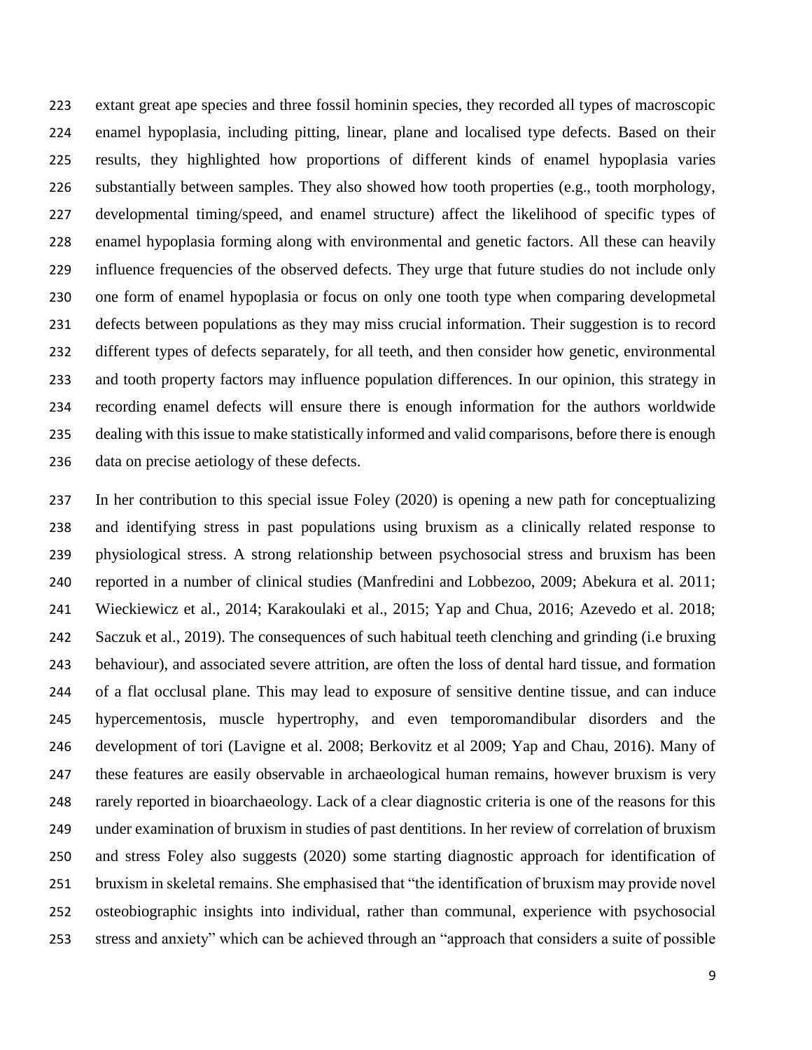extant great ape species and three fossil hominin species, they recorded all types of macroscopic enamel hypoplasia, including pitting, linear, plane and localised type defects. Based on their results, they highlighted how proportions of different kinds of enamel hypoplasia varies substantially between samples. They also showed how tooth properties (e.g., tooth morphology, developmental timing/speed, and enamel structure) affect the likelihood of specific types of enamel hypoplasia forming along with environmental and genetic factors. All these can heavily influence frequencies of the observed defects. They urge that future studies do not include only one form of enamel hypoplasia or focus on only one tooth type when comparing developmetal defects between populations as they may miss crucial information. Their suggestion is to record different types of defects separately, for all teeth, and then consider how genetic, environmental and tooth property factors may influence population differences. In our opinion, this strategy in recording enamel defects will ensure there is enough information for the authors worldwide dealing with this issue to make statistically informed and valid comparisons, before there is enough data on precise aetiology of these defects.

In her contribution to this special issue Foley (2020) is opening a new path for conceptualizing and identifying stress in past populations using bruxism as a clinically related response to physiological stress. A strong relationship between psychosocial stress and bruxism has been reported in a number of clinical studies (Manfredini and Lobbezoo, 2009; Abekura et al. 2011; Wieckiewicz et al., 2014; Karakoulaki et al., 2015; Yap and Chua, 2016; Azevedo et al. 2018; Saczuk et al., 2019). The consequences of such habitual teeth clenching and grinding (i.e bruxing behaviour), and associated severe attrition, are often the loss of dental hard tissue, and formation of a flat occlusal plane. This may lead to exposure of sensitive dentine tissue, and can induce hypercementosis, muscle hypertrophy, and even temporomandibular disorders and the development of tori (Lavigne et al. 2008; Berkovitz et al 2009; Yap and Chau, 2016). Many of these features are easily observable in archaeological human remains, however bruxism is very rarely reported in bioarchaeology. Lack of a clear diagnostic criteria is one of the reasons for this under examination of bruxism in studies of past dentitions. In her review of correlation of bruxism and stress Foley also suggests (2020) some starting diagnostic approach for identification of bruxism in skeletal remains. She emphasised that "the identification of bruxism may provide novel osteobiographic insights into individual, rather than communal, experience with psychosocial stress and anxiety" which can be achieved through an "approach that considers a suite of possible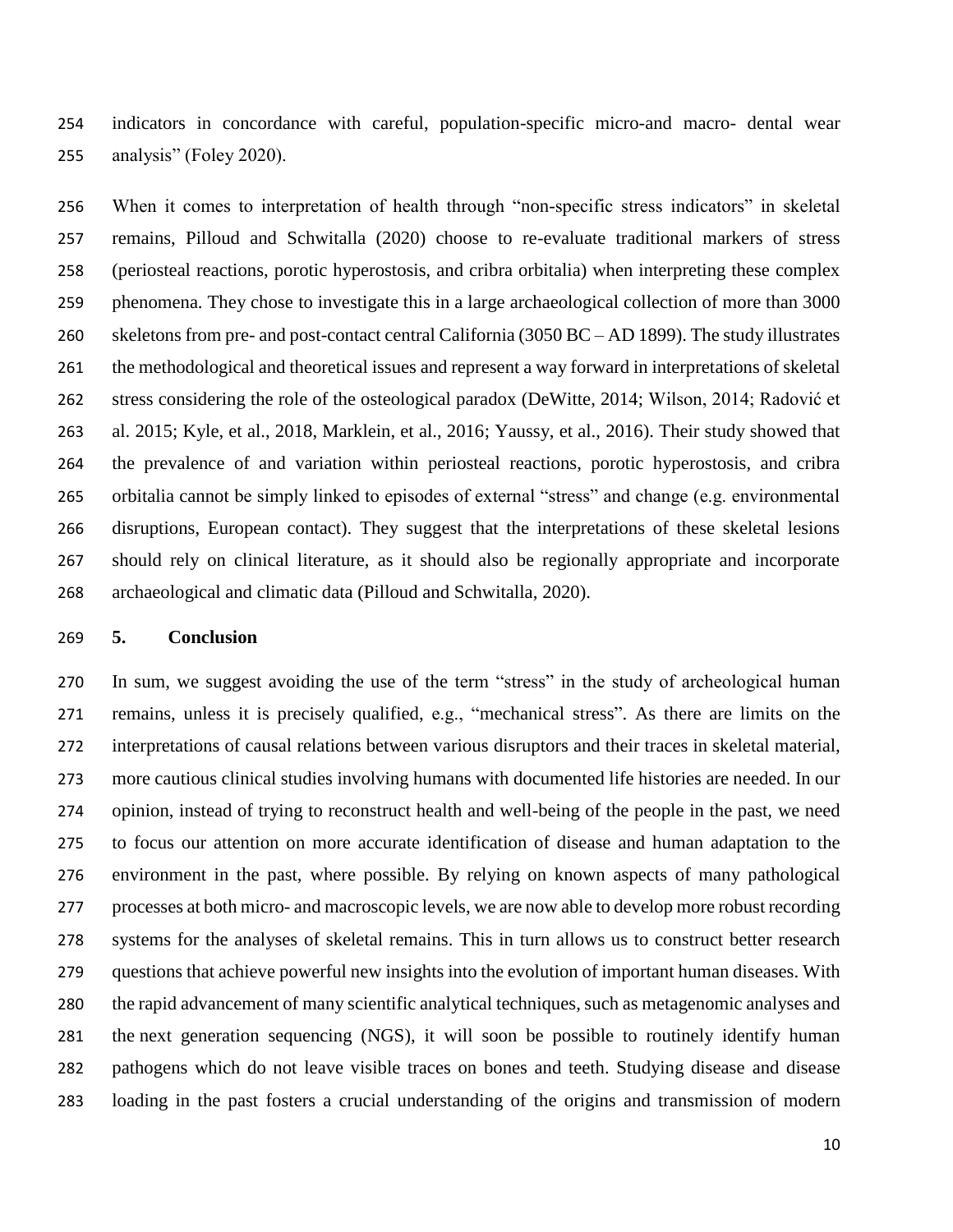indicators in concordance with careful, population-specific micro-and macro- dental wear analysis" (Foley 2020).

When it comes to interpretation of health through "non-specific stress indicators" in skeletal remains, Pilloud and Schwitalla (2020) choose to re-evaluate traditional markers of stress (periosteal reactions, porotic hyperostosis, and cribra orbitalia) when interpreting these complex phenomena. They chose to investigate this in a large archaeological collection of more than 3000 skeletons from pre- and post-contact central California (3050 BC – AD 1899). The study illustrates the methodological and theoretical issues and represent a way forward in interpretations of skeletal stress considering the role of the osteological paradox (DeWitte, 2014; Wilson, 2014; Radović et al. 2015; Kyle, et al., 2018, Marklein, et al., 2016; Yaussy, et al., 2016). Their study showed that the prevalence of and variation within periosteal reactions, porotic hyperostosis, and cribra orbitalia cannot be simply linked to episodes of external "stress" and change (e.g. environmental disruptions, European contact). They suggest that the interpretations of these skeletal lesions should rely on clinical literature, as it should also be regionally appropriate and incorporate archaeological and climatic data (Pilloud and Schwitalla, 2020).

## 5. Conclusion

In sum, we suggest avoiding the use of the term "stress" in the study of archeological human remains, unless it is precisely qualified, e.g., "mechanical stress". As there are limits on the interpretations of causal relations between various disruptors and their traces in skeletal material, more cautious clinical studies involving humans with documented life histories are needed. In our opinion, instead of trying to reconstruct health and well-being of the people in the past, we need to focus our attention on more accurate identification of disease and human adaptation to the environment in the past, where possible. By relying on known aspects of many pathological processes at both micro- and macroscopic levels, we are now able to develop more robust recording systems for the analyses of skeletal remains. This in turn allows us to construct better research questions that achieve powerful new insights into the evolution of important human diseases. With the rapid advancement of many scientific analytical techniques, such as metagenomic analyses and the next generation sequencing (NGS), it will soon be possible to routinely identify human pathogens which do not leave visible traces on bones and teeth. Studying disease and disease loading in the past fosters a crucial understanding of the origins and transmission of modern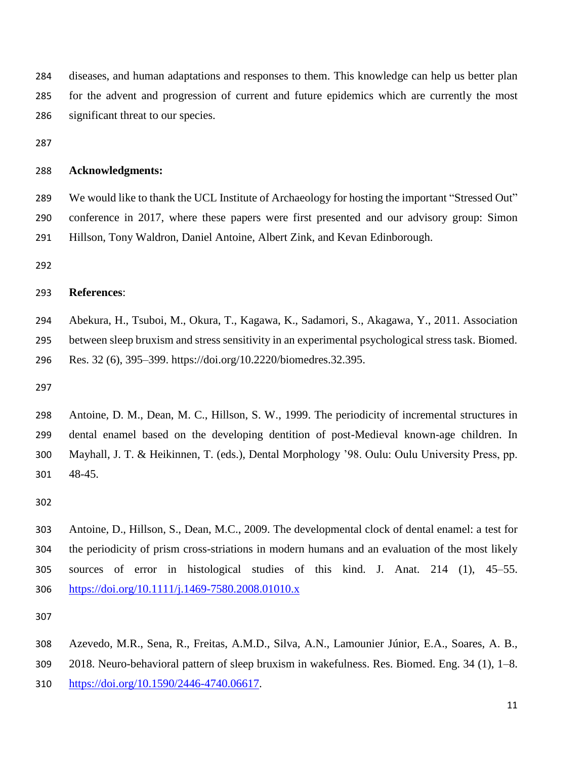diseases, and human adaptations and responses to them. This knowledge can help us better plan for the advent and progression of current and future epidemics which are currently the most significant threat to our species.

**Acknowledgments:**

We would like to thank the UCL Institute of Archaeology for hosting the important "Stressed Out" conference in 2017, where these papers were first presented and our advisory group: Simon Hillson, Tony Waldron, Daniel Antoine, Albert Zink, and Kevan Edinborough.

**References**:

Abekura, H., Tsuboi, M., Okura, T., Kagawa, K., Sadamori, S., Akagawa, Y., 2011. Association between sleep bruxism and stress sensitivity in an experimental psychological stress task. Biomed. Res. 32 (6), 395–399. https://doi.org/10.2220/biomedres.32.395.

Antoine, D. M., Dean, M. C., Hillson, S. W., 1999. The periodicity of incremental structures in dental enamel based on the developing dentition of post-Medieval known-age children. In Mayhall, J. T. & Heikinnen, T. (eds.), Dental Morphology '98. Oulu: Oulu University Press, pp. 48-45.

Antoine, D., Hillson, S., Dean, M.C., 2009. The developmental clock of dental enamel: a test for the periodicity of prism cross-striations in modern humans and an evaluation of the most likely sources of error in histological studies of this kind. J. Anat. 214 (1), 45–55. https://doi.org/10.1111/j.1469-7580.2008.01010.x

Azevedo, M.R., Sena, R., Freitas, A.M.D., Silva, A.N., Lamounier Júnior, E.A., Soares, A. B., 2018. Neuro-behavioral pattern of sleep bruxism in wakefulness. Res. Biomed. Eng. 34 (1), 1–8. https://doi.org/10.1590/2446-4740.06617.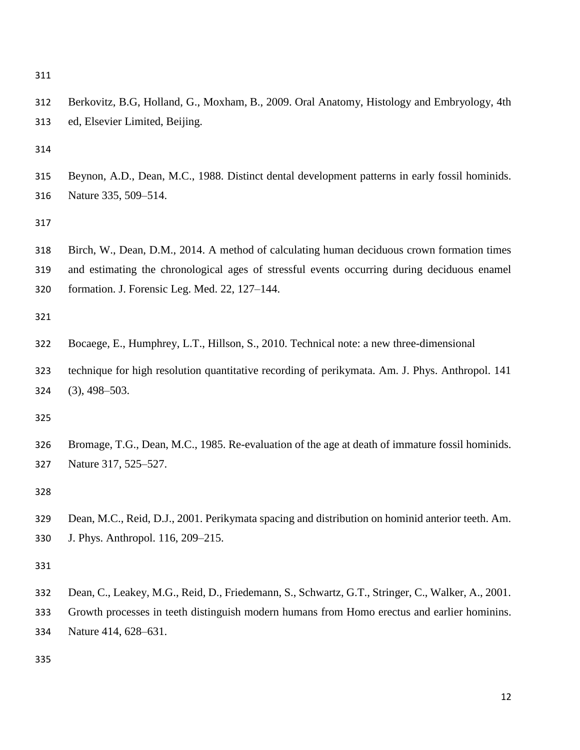Berkovitz, B.G, Holland, G., Moxham, B., 2009. Oral Anatomy, Histology and Embryology, 4th ed, Elsevier Limited, Beijing.

Beynon, A.D., Dean, M.C., 1988. Distinct dental development patterns in early fossil hominids. Nature 335, 509–514.

Birch, W., Dean, D.M., 2014. A method of calculating human deciduous crown formation times and estimating the chronological ages of stressful events occurring during deciduous enamel formation. J. Forensic Leg. Med. 22, 127–144.

Bocaege, E., Humphrey, L.T., Hillson, S., 2010. Technical note: a new three-dimensional technique for high resolution quantitative recording of perikymata. Am. J. Phys. Anthropol. 141 (3), 498–503.

Bromage, T.G., Dean, M.C., 1985. Re-evaluation of the age at death of immature fossil hominids. Nature 317, 525–527.

Dean, M.C., Reid, D.J., 2001. Perikymata spacing and distribution on hominid anterior teeth. Am. J. Phys. Anthropol. 116, 209–215.

Dean, C., Leakey, M.G., Reid, D., Friedemann, S., Schwartz, G.T., Stringer, C., Walker, A., 2001. Growth processes in teeth distinguish modern humans from Homo erectus and earlier hominins. Nature 414, 628–631.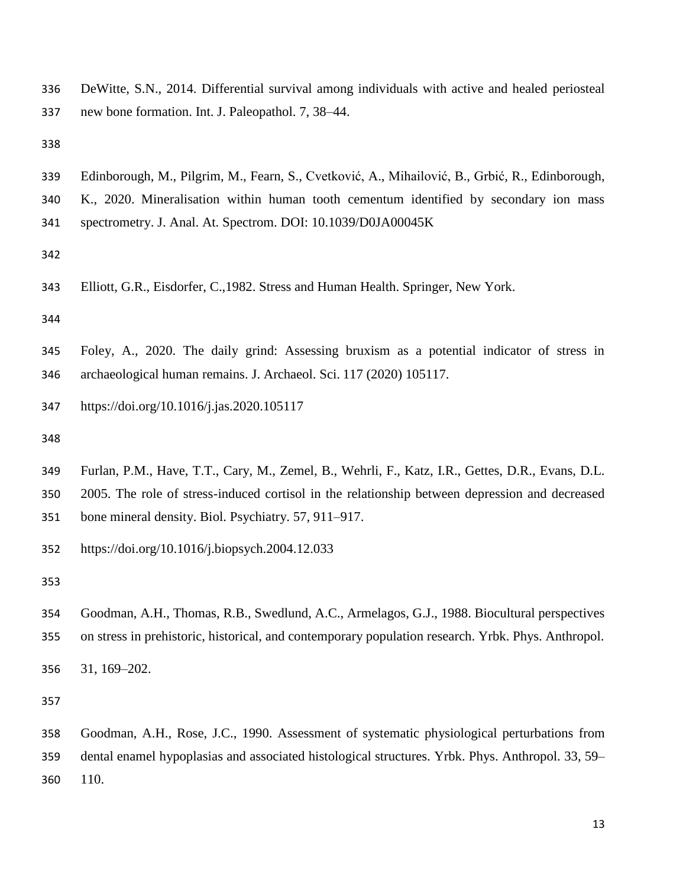DeWitte, S.N., 2014. Differential survival among individuals with active and healed periosteal new bone formation. Int. J. Paleopathol. 7, 38–44.

Edinborough, M., Pilgrim, M., Fearn, S., Cvetković, A., Mihailović, B., Grbić, R., Edinborough, K., 2020. Mineralisation within human tooth cementum identified by secondary ion mass spectrometry. J. Anal. At. Spectrom. DOI: 10.1039/D0JA00045K

Elliott, G.R., Eisdorfer, C.,1982. Stress and Human Health. Springer, New York.

Foley, A., 2020. The daily grind: Assessing bruxism as a potential indicator of stress in archaeological human remains. J. Archaeol. Sci. 117 (2020) 105117.

https://doi.org/10.1016/j.jas.2020.105117

Furlan, P.M., Have, T.T., Cary, M., Zemel, B., Wehrli, F., Katz, I.R., Gettes, D.R., Evans, D.L. 2005. The role of stress-induced cortisol in the relationship between depression and decreased bone mineral density. Biol. Psychiatry. 57, 911–917.

https://doi.org/10.1016/j.biopsych.2004.12.033

Goodman, A.H., Thomas, R.B., Swedlund, A.C., Armelagos, G.J., 1988. Biocultural perspectives on stress in prehistoric, historical, and contemporary population research. Yrbk. Phys. Anthropol. 31, 169–202.

Goodman, A.H., Rose, J.C., 1990. Assessment of systematic physiological perturbations from dental enamel hypoplasias and associated histological structures. Yrbk. Phys. Anthropol. 33, 59–110.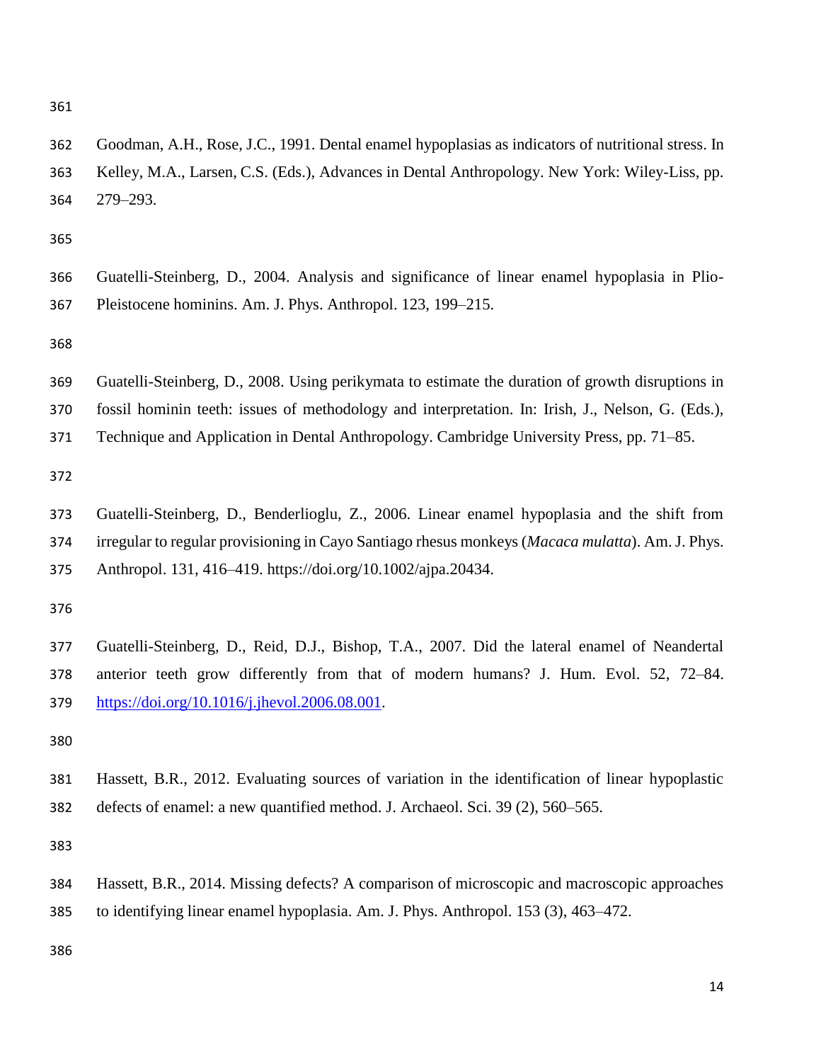Goodman, A.H., Rose, J.C., 1991. Dental enamel hypoplasias as indicators of nutritional stress. In Kelley, M.A., Larsen, C.S. (Eds.), Advances in Dental Anthropology. New York: Wiley-Liss, pp. 279–293.

Guatelli-Steinberg, D., 2004. Analysis and significance of linear enamel hypoplasia in Plio-Pleistocene hominins. Am. J. Phys. Anthropol. 123, 199–215.

Guatelli-Steinberg, D., 2008. Using perikymata to estimate the duration of growth disruptions in fossil hominin teeth: issues of methodology and interpretation. In: Irish, J., Nelson, G. (Eds.), Technique and Application in Dental Anthropology. Cambridge University Press, pp. 71–85.

Guatelli-Steinberg, D., Benderlioglu, Z., 2006. Linear enamel hypoplasia and the shift from irregular to regular provisioning in Cayo Santiago rhesus monkeys (*Macaca mulatta*). Am. J. Phys. Anthropol. 131, 416–419. https://doi.org/10.1002/ajpa.20434.

Guatelli-Steinberg, D., Reid, D.J., Bishop, T.A., 2007. Did the lateral enamel of Neandertal anterior teeth grow differently from that of modern humans? J. Hum. Evol. 52, 72–84. https://doi.org/10.1016/j.jhevol.2006.08.001.

Hassett, B.R., 2012. Evaluating sources of variation in the identification of linear hypoplastic defects of enamel: a new quantified method. J. Archaeol. Sci. 39 (2), 560–565.

Hassett, B.R., 2014. Missing defects? A comparison of microscopic and macroscopic approaches to identifying linear enamel hypoplasia. Am. J. Phys. Anthropol. 153 (3), 463–472.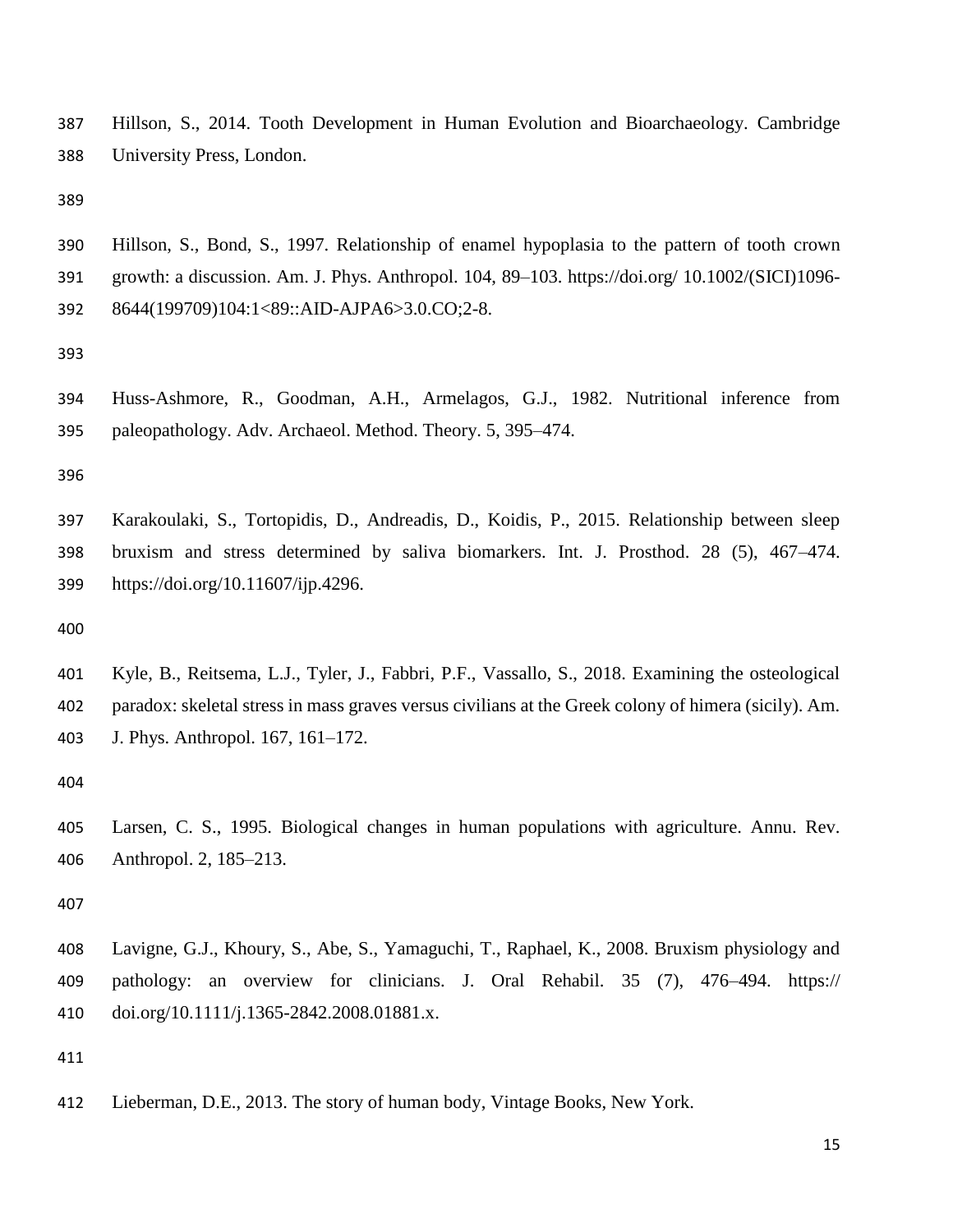Hillson, S., 2014. Tooth Development in Human Evolution and Bioarchaeology. Cambridge University Press, London.

Hillson, S., Bond, S., 1997. Relationship of enamel hypoplasia to the pattern of tooth crown growth: a discussion. Am. J. Phys. Anthropol. 104, 89–103. https://doi.org/ 10.1002/(SICI)1096-8644(199709)104:1<89::AID-AJPA6>3.0.CO;2-8.

Huss-Ashmore, R., Goodman, A.H., Armelagos, G.J., 1982. Nutritional inference from paleopathology. Adv. Archaeol. Method. Theory. 5, 395–474.

Karakoulaki, S., Tortopidis, D., Andreadis, D., Koidis, P., 2015. Relationship between sleep bruxism and stress determined by saliva biomarkers. Int. J. Prosthod. 28 (5), 467–474. https://doi.org/10.11607/ijp.4296.

Kyle, B., Reitsema, L.J., Tyler, J., Fabbri, P.F., Vassallo, S., 2018. Examining the osteological paradox: skeletal stress in mass graves versus civilians at the Greek colony of himera (sicily). Am. J. Phys. Anthropol. 167, 161–172.

Larsen, C. S., 1995. Biological changes in human populations with agriculture. Annu. Rev. Anthropol. 2, 185–213.

Lavigne, G.J., Khoury, S., Abe, S., Yamaguchi, T., Raphael, K., 2008. Bruxism physiology and pathology: an overview for clinicians. J. Oral Rehabil. 35 (7), 476–494. https:// doi.org/10.1111/j.1365-2842.2008.01881.x.

Lieberman, D.E., 2013. The story of human body, Vintage Books, New York.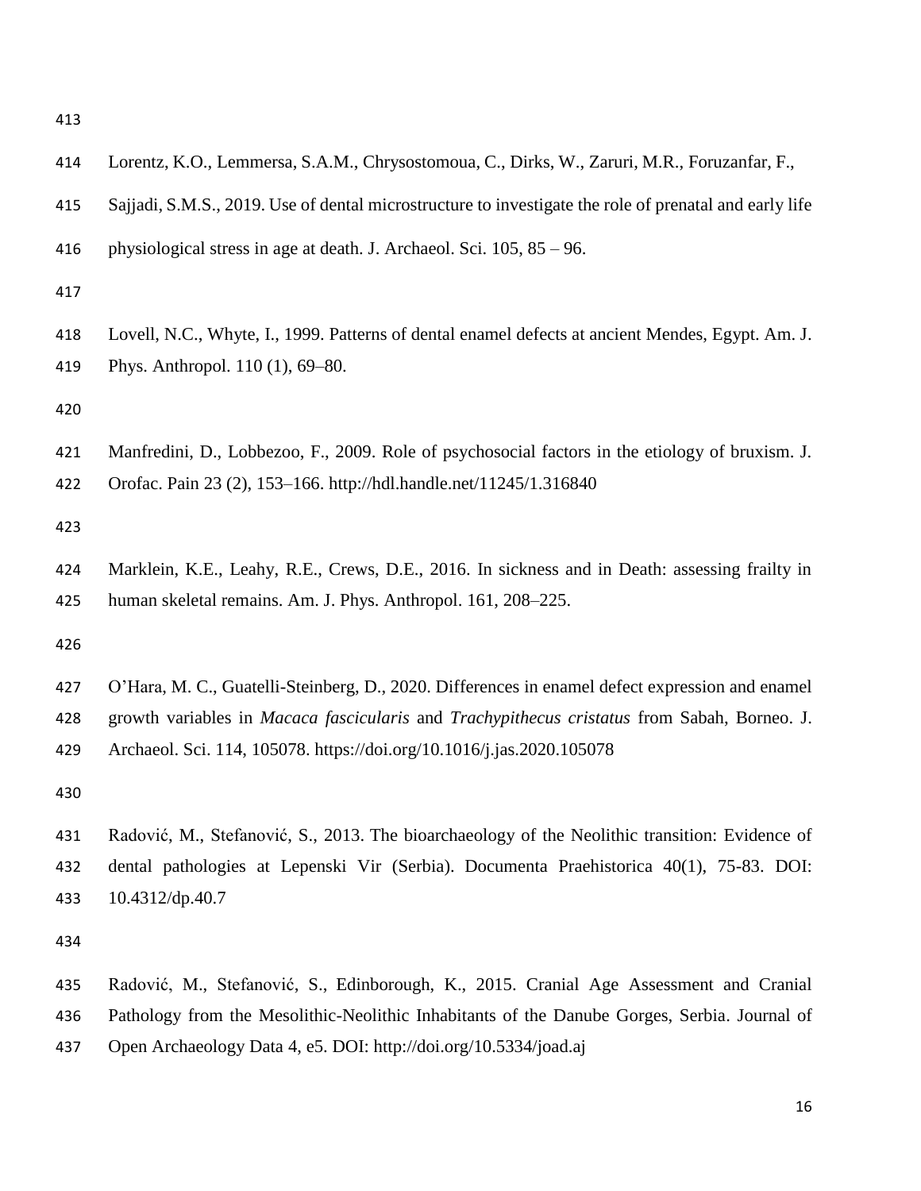Lorentz, K.O., Lemmersa, S.A.M., Chrysostomoua, C., Dirks, W., Zaruri, M.R., Foruzanfar, F., Sajjadi, S.M.S., 2019. Use of dental microstructure to investigate the role of prenatal and early life physiological stress in age at death. J. Archaeol. Sci. 105, 85 – 96.

Lovell, N.C., Whyte, I., 1999. Patterns of dental enamel defects at ancient Mendes, Egypt. Am. J. Phys. Anthropol. 110 (1), 69–80.

Manfredini, D., Lobbezoo, F., 2009. Role of psychosocial factors in the etiology of bruxism. J. Orofac. Pain 23 (2), 153–166. http://hdl.handle.net/11245/1.316840

Marklein, K.E., Leahy, R.E., Crews, D.E., 2016. In sickness and in Death: assessing frailty in human skeletal remains. Am. J. Phys. Anthropol. 161, 208–225.

O'Hara, M. C., Guatelli-Steinberg, D., 2020. Differences in enamel defect expression and enamel growth variables in *Macaca fascicularis* and *Trachypithecus cristatus* from Sabah, Borneo. J. Archaeol. Sci. 114, 105078. https://doi.org/10.1016/j.jas.2020.105078

Radović, M., Stefanović, S., 2013. The bioarchaeology of the Neolithic transition: Evidence of dental pathologies at Lepenski Vir (Serbia). Documenta Praehistorica 40(1), 75-83. DOI: 10.4312/dp.40.7

Radović, M., Stefanović, S., Edinborough, K., 2015. Cranial Age Assessment and Cranial Pathology from the Mesolithic-Neolithic Inhabitants of the Danube Gorges, Serbia. Journal of Open Archaeology Data 4, e5. DOI: http://doi.org/10.5334/joad.aj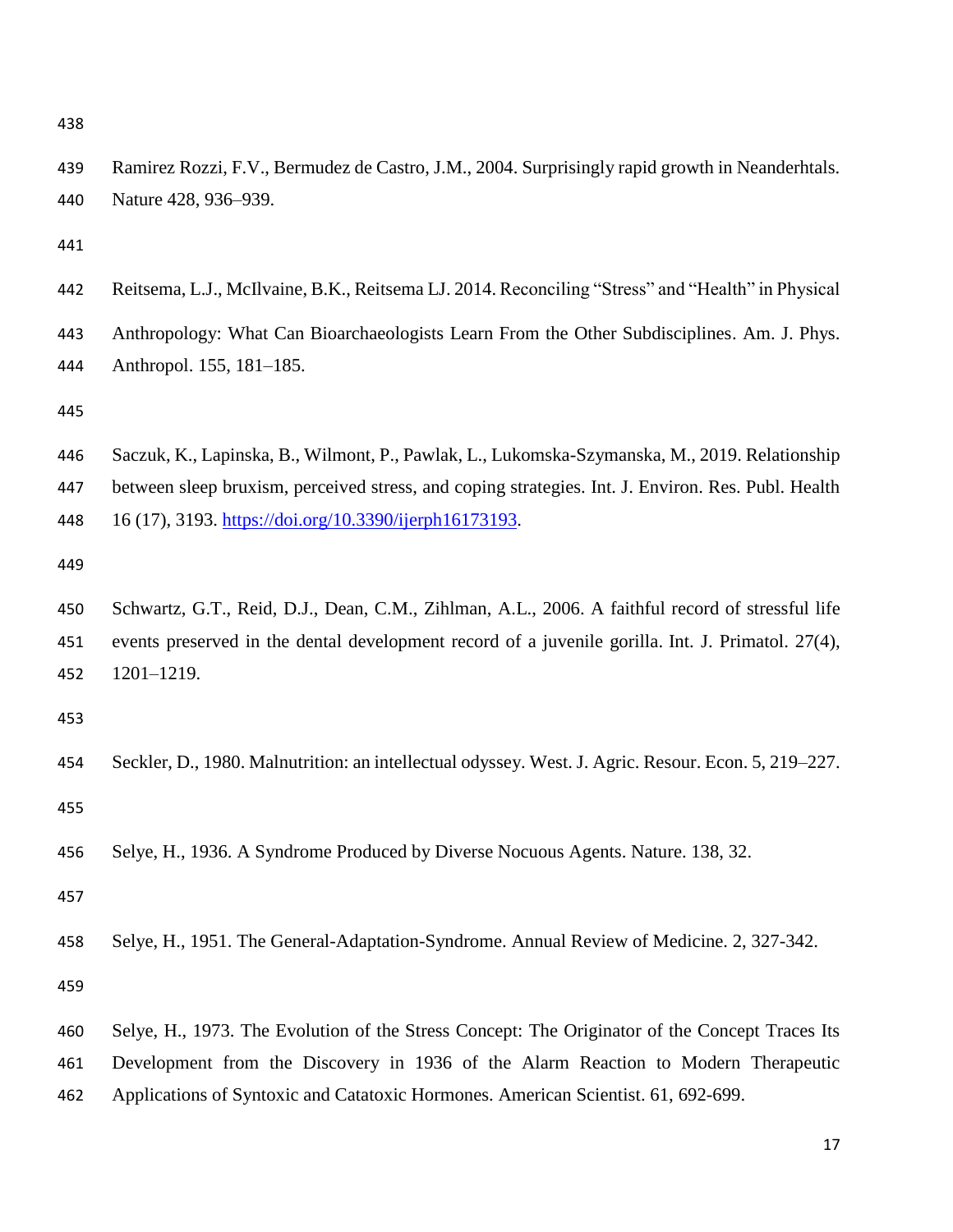Ramirez Rozzi, F.V., Bermudez de Castro, J.M., 2004. Surprisingly rapid growth in Neanderhtals. Nature 428, 936–939.

Reitsema, L.J., McIlvaine, B.K., Reitsema LJ. 2014. Reconciling "Stress" and "Health" in Physical Anthropology: What Can Bioarchaeologists Learn From the Other Subdisciplines. Am. J. Phys. Anthropol. 155, 181–185.

Saczuk, K., Lapinska, B., Wilmont, P., Pawlak, L., Lukomska-Szymanska, M., 2019. Relationship between sleep bruxism, perceived stress, and coping strategies. Int. J. Environ. Res. Publ. Health 16 (17), 3193. https://doi.org/10.3390/ijerph16173193.

Schwartz, G.T., Reid, D.J., Dean, C.M., Zihlman, A.L., 2006. A faithful record of stressful life events preserved in the dental development record of a juvenile gorilla. Int. J. Primatol. 27(4), 1201–1219.

Seckler, D., 1980. Malnutrition: an intellectual odyssey. West. J. Agric. Resour. Econ. 5, 219–227.

Selye, H., 1936. A Syndrome Produced by Diverse Nocuous Agents. Nature. 138, 32.

Selye, H., 1951. The General-Adaptation-Syndrome. Annual Review of Medicine. 2, 327-342.

Selye, H., 1973. The Evolution of the Stress Concept: The Originator of the Concept Traces Its Development from the Discovery in 1936 of the Alarm Reaction to Modern Therapeutic Applications of Syntoxic and Catatoxic Hormones. American Scientist. 61, 692-699.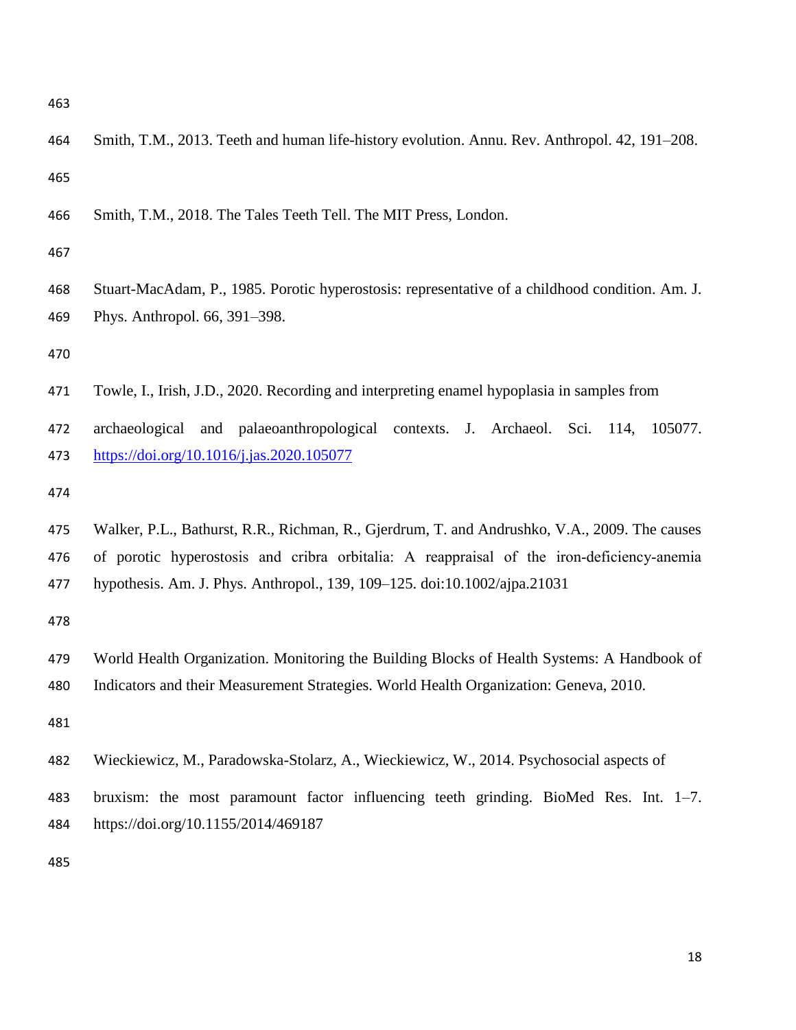Smith, T.M., 2013. Teeth and human life-history evolution. Annu. Rev. Anthropol. 42, 191–208.

Smith, T.M., 2018. The Tales Teeth Tell. The MIT Press, London.

Stuart-MacAdam, P., 1985. Porotic hyperostosis: representative of a childhood condition. Am. J. Phys. Anthropol. 66, 391–398.

Towle, I., Irish, J.D., 2020. Recording and interpreting enamel hypoplasia in samples from archaeological and palaeoanthropological contexts. J. Archaeol. Sci. 114, 105077. https://doi.org/10.1016/j.jas.2020.105077

Walker, P.L., Bathurst, R.R., Richman, R., Gjerdrum, T. and Andrushko, V.A., 2009. The causes of porotic hyperostosis and cribra orbitalia: A reappraisal of the iron-deficiency-anemia hypothesis. Am. J. Phys. Anthropol., 139, 109–125. doi:10.1002/ajpa.21031

World Health Organization. Monitoring the Building Blocks of Health Systems: A Handbook of Indicators and their Measurement Strategies. World Health Organization: Geneva, 2010.

Wieckiewicz, M., Paradowska-Stolarz, A., Wieckiewicz, W., 2014. Psychosocial aspects of bruxism: the most paramount factor influencing teeth grinding. BioMed Res. Int. 1–7. https://doi.org/10.1155/2014/469187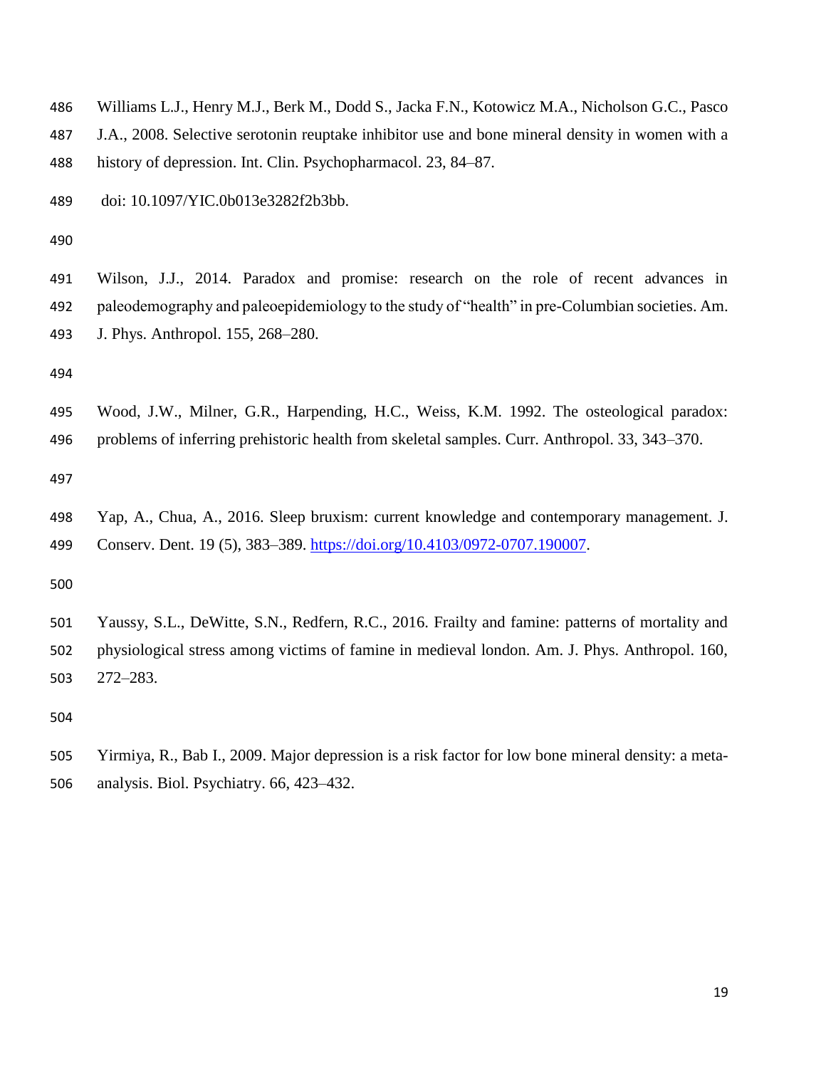Williams L.J., Henry M.J., Berk M., Dodd S., Jacka F.N., Kotowicz M.A., Nicholson G.C., Pasco J.A., 2008. Selective serotonin reuptake inhibitor use and bone mineral density in women with a history of depression. Int. Clin. Psychopharmacol. 23, 84–87.

doi: 10.1097/YIC.0b013e3282f2b3bb.

Wilson, J.J., 2014. Paradox and promise: research on the role of recent advances in paleodemography and paleoepidemiology to the study of "health" in pre-Columbian societies. Am. J. Phys. Anthropol. 155, 268–280.

Wood, J.W., Milner, G.R., Harpending, H.C., Weiss, K.M. 1992. The osteological paradox: problems of inferring prehistoric health from skeletal samples. Curr. Anthropol. 33, 343–370.

Yap, A., Chua, A., 2016. Sleep bruxism: current knowledge and contemporary management. J. Conserv. Dent. 19 (5), 383–389. https://doi.org/10.4103/0972-0707.190007.

Yaussy, S.L., DeWitte, S.N., Redfern, R.C., 2016. Frailty and famine: patterns of mortality and physiological stress among victims of famine in medieval london. Am. J. Phys. Anthropol. 160, 272–283.

Yirmiya, R., Bab I., 2009. Major depression is a risk factor for low bone mineral density: a meta-analysis. Biol. Psychiatry. 66, 423–432.